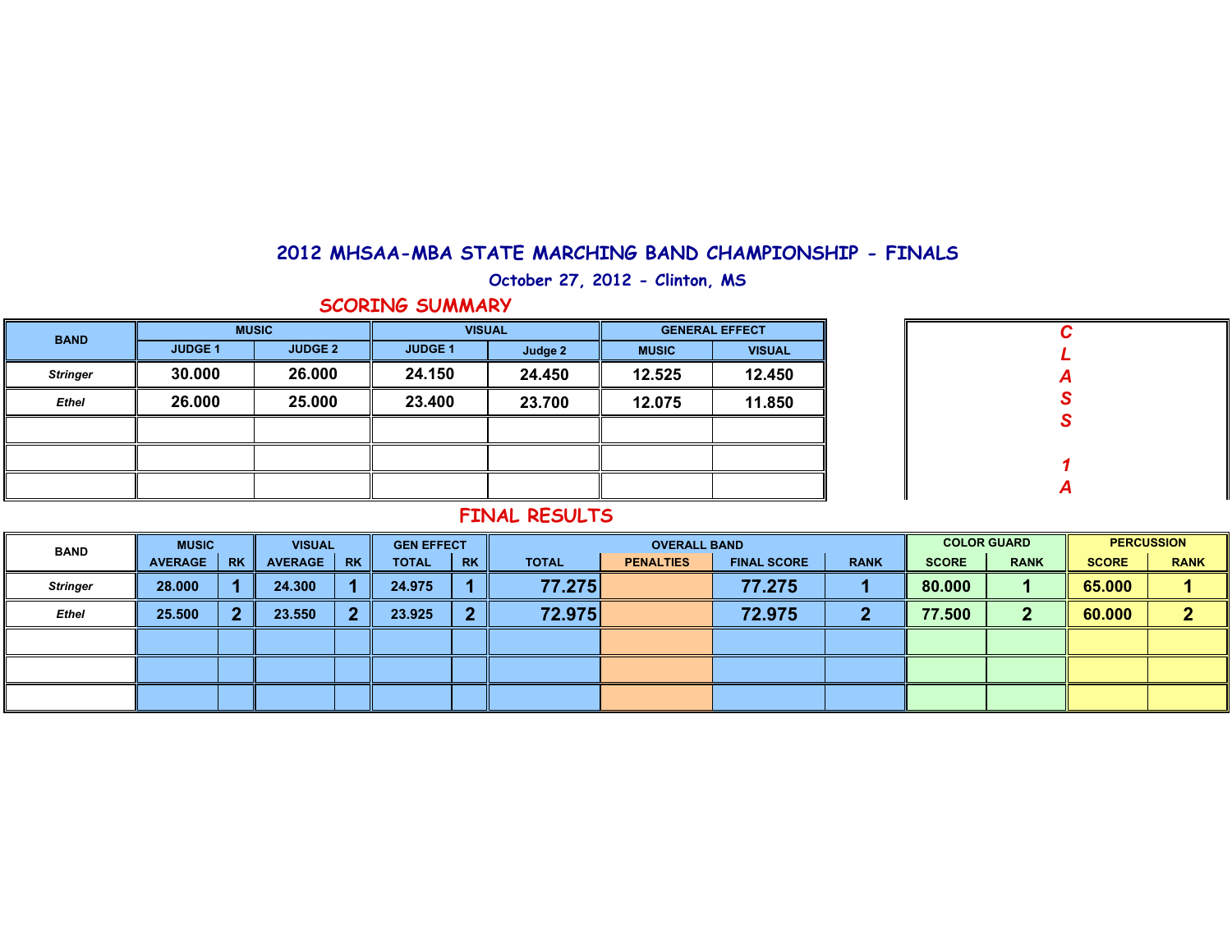# 2012 MHSAA-MBA STATE MARCHING BAND CHAMPIONSHIP - FINALS

### October 27, 2012 - Clinton, MS

## SCORING SUMMARY

| BAND | MUSIC | | VISUAL | | GENERAL EFFECT | |
|---|---|---|---|---|---|---|
| | JUDGE 1 | JUDGE 2 | JUDGE 1 | Judge 2 | MUSIC | VISUAL |
| *Stringer* | 30.000 | 26.000 | 24.150 | 24.450 | 12.525 | 12.450 |
| *Ethel* | 26.000 | 25.000 | 23.400 | 23.700 | 12.075 | 11.850 |
| | | | | | | |
| | | | | | | |
| | | | | | | |

**CLASS 1A**

## FINAL RESULTS

| BAND | MUSIC | | VISUAL | | GEN EFFECT | | OVERALL BAND | | | | COLOR GUARD | | PERCUSSION | |
|---|---|---|---|---|---|---|---|---|---|---|---|---|---|---|
| | AVERAGE | RK | AVERAGE | RK | TOTAL | RK | TOTAL | PENALTIES | FINAL SCORE | RANK | SCORE | RANK | SCORE | RANK |
| *Stringer* | 28.000 | 1 | 24.300 | 1 | 24.975 | 1 | 77.275 | | 77.275 | 1 | 80.000 | 1 | 65.000 | 1 |
| *Ethel* | 25.500 | 2 | 23.550 | 2 | 23.925 | 2 | 72.975 | | 72.975 | 2 | 77.500 | 2 | 60.000 | 2 |
| | | | | | | | | | | | | | | |
| | | | | | | | | | | | | | | |
| | | | | | | | | | | | | | | |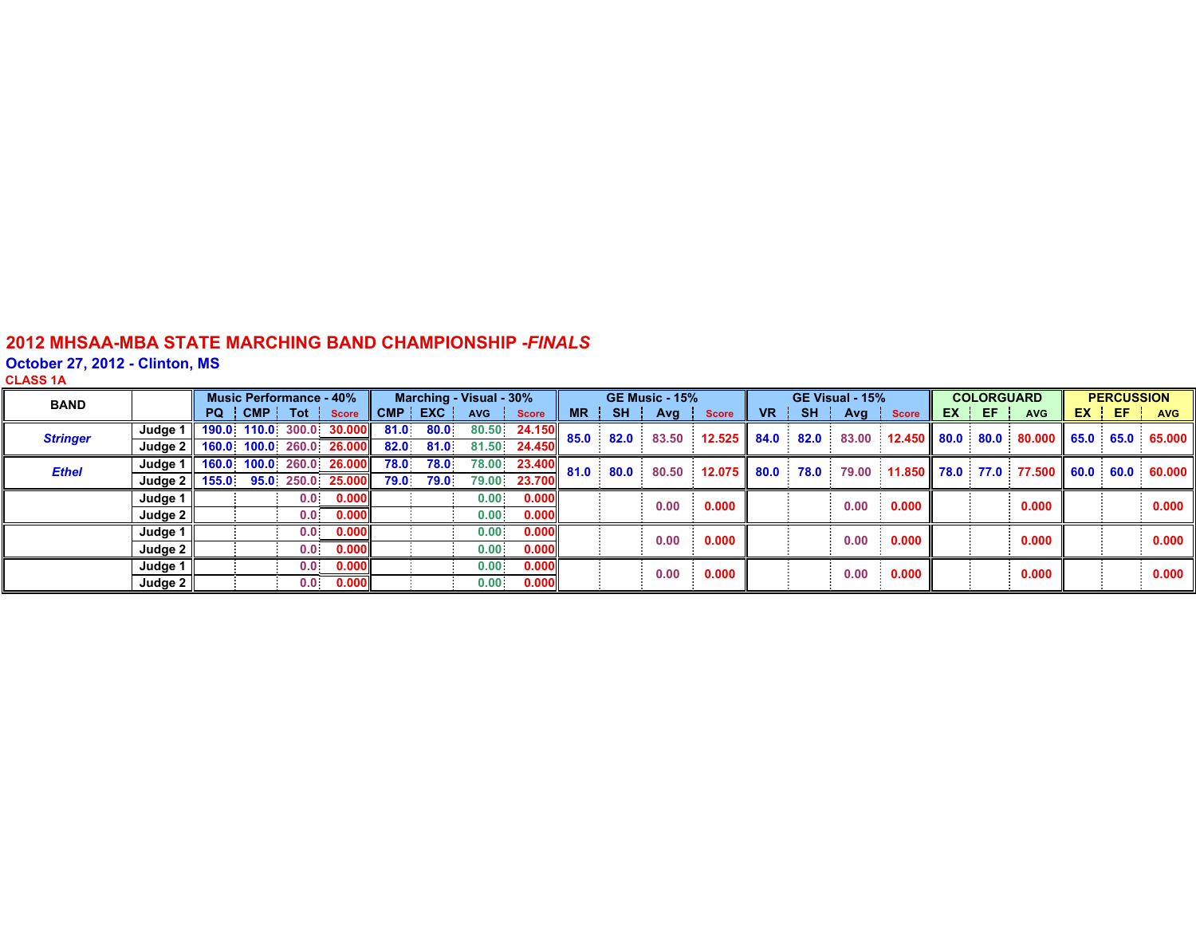# 2012 MHSAA-MBA STATE MARCHING BAND CHAMPIONSHIP *-FINALS*

## October 27, 2012 - Clinton, MS

### CLASS 1A

| BAND | | Music Performance - 40% | | | | Marching - Visual - 30% | | | | GE Music - 15% | | | | GE Visual - 15% | | | | COLORGUARD | | | PERCUSSION | | |
|---|---|---|---|---|---|---|---|---|---|---|---|---|---|---|---|---|---|---|---|---|---|---|---|
| | | PQ | CMP | Tot | Score | CMP | EXC | AVG | Score | MR | SH | Avg | Score | VR | SH | Avg | Score | EX | EF | AVG | EX | EF | AVG |
| *Stringer* | Judge 1 | 190.0 | 110.0 | 300.0 | 30.000 | 81.0 | 80.0 | 80.50 | 24.150 | 85.0 | 82.0 | 83.50 | 12.525 | 84.0 | 82.0 | 83.00 | 12.450 | 80.0 | 80.0 | 80.000 | 65.0 | 65.0 | 65.000 |
| | Judge 2 | 160.0 | 100.0 | 260.0 | 26.000 | 82.0 | 81.0 | 81.50 | 24.450 | | | | | | | | | | | | | | |
| *Ethel* | Judge 1 | 160.0 | 100.0 | 260.0 | 26.000 | 78.0 | 78.0 | 78.00 | 23.400 | 81.0 | 80.0 | 80.50 | 12.075 | 80.0 | 78.0 | 79.00 | 11.850 | 78.0 | 77.0 | 77.500 | 60.0 | 60.0 | 60.000 |
| | Judge 2 | 155.0 | 95.0 | 250.0 | 25.000 | 79.0 | 79.0 | 79.00 | 23.700 | | | | | | | | | | | | | | |
| | Judge 1 | | | 0.0 | 0.000 | | | 0.00 | 0.000 | | | 0.00 | 0.000 | | | 0.00 | 0.000 | | | 0.000 | | | 0.000 |
| | Judge 2 | | | 0.0 | 0.000 | | | 0.00 | 0.000 | | | | | | | | | | | | | | |
| | Judge 1 | | | 0.0 | 0.000 | | | 0.00 | 0.000 | | | 0.00 | 0.000 | | | 0.00 | 0.000 | | | 0.000 | | | 0.000 |
| | Judge 2 | | | 0.0 | 0.000 | | | 0.00 | 0.000 | | | | | | | | | | | | | | |
| | Judge 1 | | | 0.0 | 0.000 | | | 0.00 | 0.000 | | | 0.00 | 0.000 | | | 0.00 | 0.000 | | | 0.000 | | | 0.000 |
| | Judge 2 | | | 0.0 | 0.000 | | | 0.00 | 0.000 | | | | | | | | | | | | | | |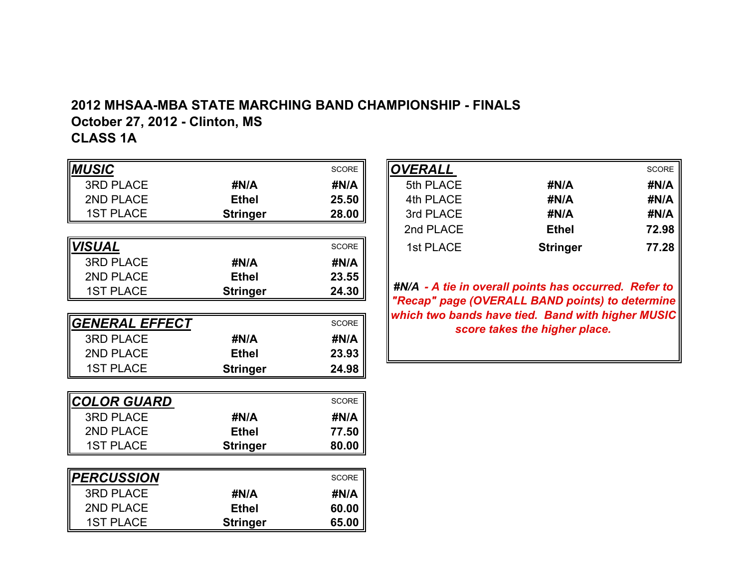**2012 MHSAA-MBA STATE MARCHING BAND CHAMPIONSHIP - FINALS**
**October 27, 2012 - Clinton, MS**
**CLASS 1A**

| ***MUSIC*** | | SCORE |
|---|---|---|
| 3RD PLACE | **#N/A** | **#N/A** |
| 2ND PLACE | **Ethel** | **25.50** |
| 1ST PLACE | **Stringer** | **28.00** |

| ***VISUAL*** | | SCORE |
|---|---|---|
| 3RD PLACE | **#N/A** | **#N/A** |
| 2ND PLACE | **Ethel** | **23.55** |
| 1ST PLACE | **Stringer** | **24.30** |

| ***GENERAL EFFECT*** | | SCORE |
|---|---|---|
| 3RD PLACE | **#N/A** | **#N/A** |
| 2ND PLACE | **Ethel** | **23.93** |
| 1ST PLACE | **Stringer** | **24.98** |

| ***COLOR GUARD*** | | SCORE |
|---|---|---|
| 3RD PLACE | **#N/A** | **#N/A** |
| 2ND PLACE | **Ethel** | **77.50** |
| 1ST PLACE | **Stringer** | **80.00** |

| ***PERCUSSION*** | | SCORE |
|---|---|---|
| 3RD PLACE | **#N/A** | **#N/A** |
| 2ND PLACE | **Ethel** | **60.00** |
| 1ST PLACE | **Stringer** | **65.00** |

| ***OVERALL*** | | SCORE |
|---|---|---|
| 5th PLACE | **#N/A** | **#N/A** |
| 4th PLACE | **#N/A** | **#N/A** |
| 3rd PLACE | **#N/A** | **#N/A** |
| 2nd PLACE | **Ethel** | **72.98** |
| 1st PLACE | **Stringer** | **77.28** |

***#N/A - A tie in overall points has occurred. Refer to "Recap" page (OVERALL BAND points) to determine which two bands have tied. Band with higher MUSIC score takes the higher place.***